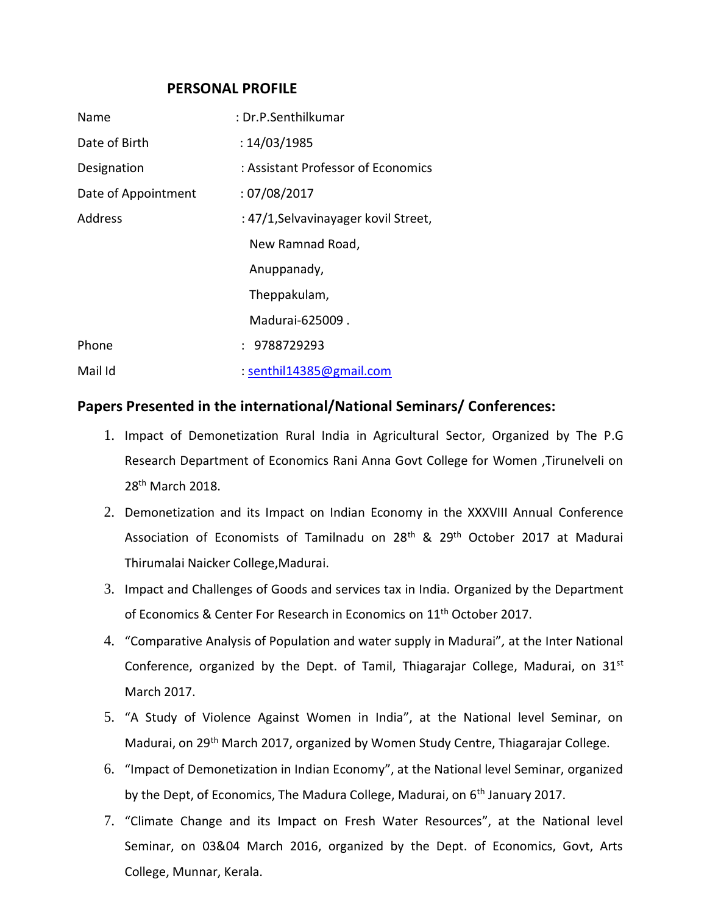## PERSONAL PROFILE

| | |
|---|---|
| Name | : Dr.P.Senthilkumar |
| Date of Birth | : 14/03/1985 |
| Designation | : Assistant Professor of Economics |
| Date of Appointment | : 07/08/2017 |
| Address | : 47/1,Selvavinayager kovil Street, New Ramnad Road, Anuppanady, Theppakulam, Madurai-625009 . |
| Phone | : 9788729293 |
| Mail Id | : senthil14385@gmail.com |

## Papers Presented in the international/National Seminars/ Conferences:

1. Impact of Demonetization Rural India in Agricultural Sector, Organized by The P.G Research Department of Economics Rani Anna Govt College for Women ,Tirunelveli on 28th March 2018.
2. Demonetization and its Impact on Indian Economy in the XXXVIII Annual Conference Association of Economists of Tamilnadu on 28th & 29th October 2017 at Madurai Thirumalai Naicker College,Madurai.
3. Impact and Challenges of Goods and services tax in India. Organized by the Department of Economics & Center For Research in Economics on 11th October 2017.
4. "Comparative Analysis of Population and water supply in Madurai", at the Inter National Conference, organized by the Dept. of Tamil, Thiagarajar College, Madurai, on 31st March 2017.
5. "A Study of Violence Against Women in India", at the National level Seminar, on Madurai, on 29th March 2017, organized by Women Study Centre, Thiagarajar College.
6. "Impact of Demonetization in Indian Economy", at the National level Seminar, organized by the Dept, of Economics, The Madura College, Madurai, on 6th January 2017.
7. "Climate Change and its Impact on Fresh Water Resources", at the National level Seminar, on 03&04 March 2016, organized by the Dept. of Economics, Govt, Arts College, Munnar, Kerala.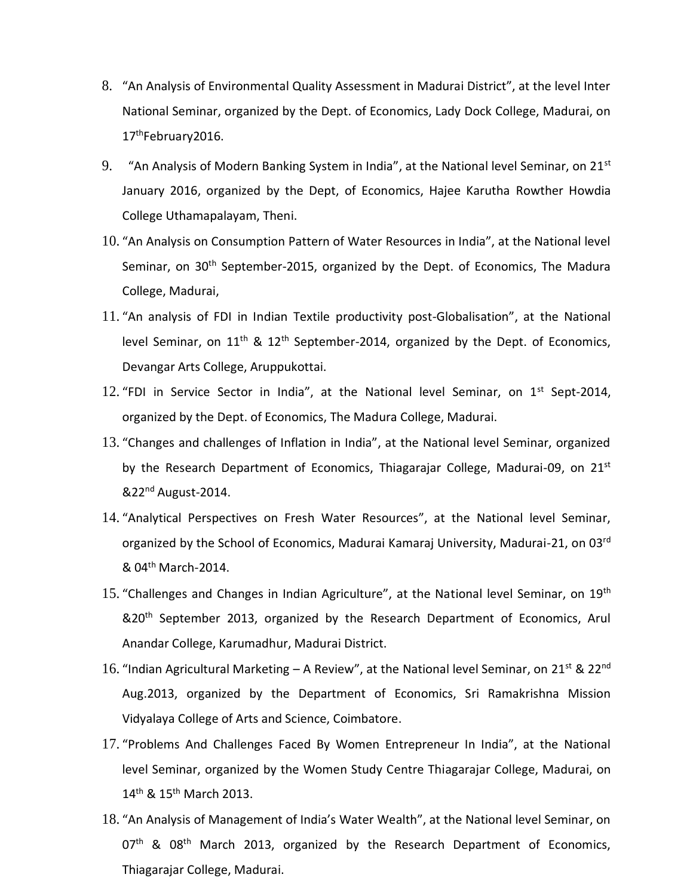8. "An Analysis of Environmental Quality Assessment in Madurai District", at the level Inter National Seminar, organized by the Dept. of Economics, Lady Dock College, Madurai, on 17thFebruary2016.
9. "An Analysis of Modern Banking System in India", at the National level Seminar, on 21st January 2016, organized by the Dept, of Economics, Hajee Karutha Rowther Howdia College Uthamapalayam, Theni.
10. "An Analysis on Consumption Pattern of Water Resources in India", at the National level Seminar, on 30th September-2015, organized by the Dept. of Economics, The Madura College, Madurai,
11. "An analysis of FDI in Indian Textile productivity post-Globalisation", at the National level Seminar, on 11th & 12th September-2014, organized by the Dept. of Economics, Devangar Arts College, Aruppukottai.
12. "FDI in Service Sector in India", at the National level Seminar, on 1st Sept-2014, organized by the Dept. of Economics, The Madura College, Madurai.
13. "Changes and challenges of Inflation in India", at the National level Seminar, organized by the Research Department of Economics, Thiagarajar College, Madurai-09, on 21st &22nd August-2014.
14. "Analytical Perspectives on Fresh Water Resources", at the National level Seminar, organized by the School of Economics, Madurai Kamaraj University, Madurai-21, on 03rd & 04th March-2014.
15. "Challenges and Changes in Indian Agriculture", at the National level Seminar, on 19th &20th September 2013, organized by the Research Department of Economics, Arul Anandar College, Karumadhur, Madurai District.
16. "Indian Agricultural Marketing – A Review", at the National level Seminar, on 21st & 22nd Aug.2013, organized by the Department of Economics, Sri Ramakrishna Mission Vidyalaya College of Arts and Science, Coimbatore.
17. "Problems And Challenges Faced By Women Entrepreneur In India", at the National level Seminar, organized by the Women Study Centre Thiagarajar College, Madurai, on 14th & 15th March 2013.
18. "An Analysis of Management of India's Water Wealth", at the National level Seminar, on 07th & 08th March 2013, organized by the Research Department of Economics, Thiagarajar College, Madurai.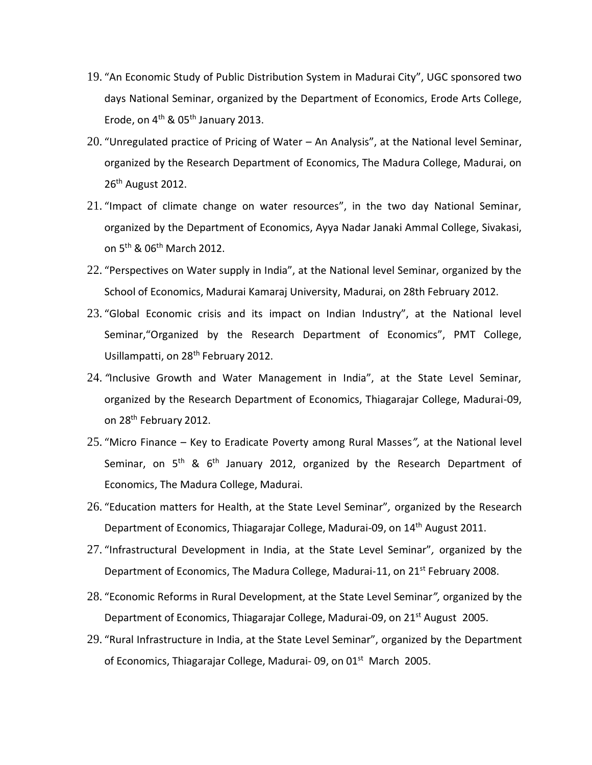19. "An Economic Study of Public Distribution System in Madurai City", UGC sponsored two days National Seminar, organized by the Department of Economics, Erode Arts College, Erode, on 4th & 05th January 2013.
20. "Unregulated practice of Pricing of Water – An Analysis", at the National level Seminar, organized by the Research Department of Economics, The Madura College, Madurai, on 26th August 2012.
21. "Impact of climate change on water resources", in the two day National Seminar, organized by the Department of Economics, Ayya Nadar Janaki Ammal College, Sivakasi, on 5th & 06th March 2012.
22. "Perspectives on Water supply in India", at the National level Seminar, organized by the School of Economics, Madurai Kamaraj University, Madurai, on 28th February 2012.
23. "Global Economic crisis and its impact on Indian Industry", at the National level Seminar,"Organized by the Research Department of Economics", PMT College, Usillampatti, on 28th February 2012.
24. *"*Inclusive Growth and Water Management in India", at the State Level Seminar, organized by the Research Department of Economics, Thiagarajar College, Madurai-09, on 28th February 2012.
25. "Micro Finance – Key to Eradicate Poverty among Rural Masses*",* at the National level Seminar, on 5th & 6th January 2012, organized by the Research Department of Economics, The Madura College, Madurai.
26. "Education matters for Health, at the State Level Seminar"*,* organized by the Research Department of Economics, Thiagarajar College, Madurai-09, on 14th August 2011.
27. "Infrastructural Development in India, at the State Level Seminar"*,* organized by the Department of Economics, The Madura College, Madurai-11, on 21st February 2008.
28. "Economic Reforms in Rural Development, at the State Level Seminar*",* organized by the Department of Economics, Thiagarajar College, Madurai-09, on 21st August 2005.
29. "Rural Infrastructure in India, at the State Level Seminar", organized by the Department of Economics, Thiagarajar College, Madurai- 09, on 01st March 2005.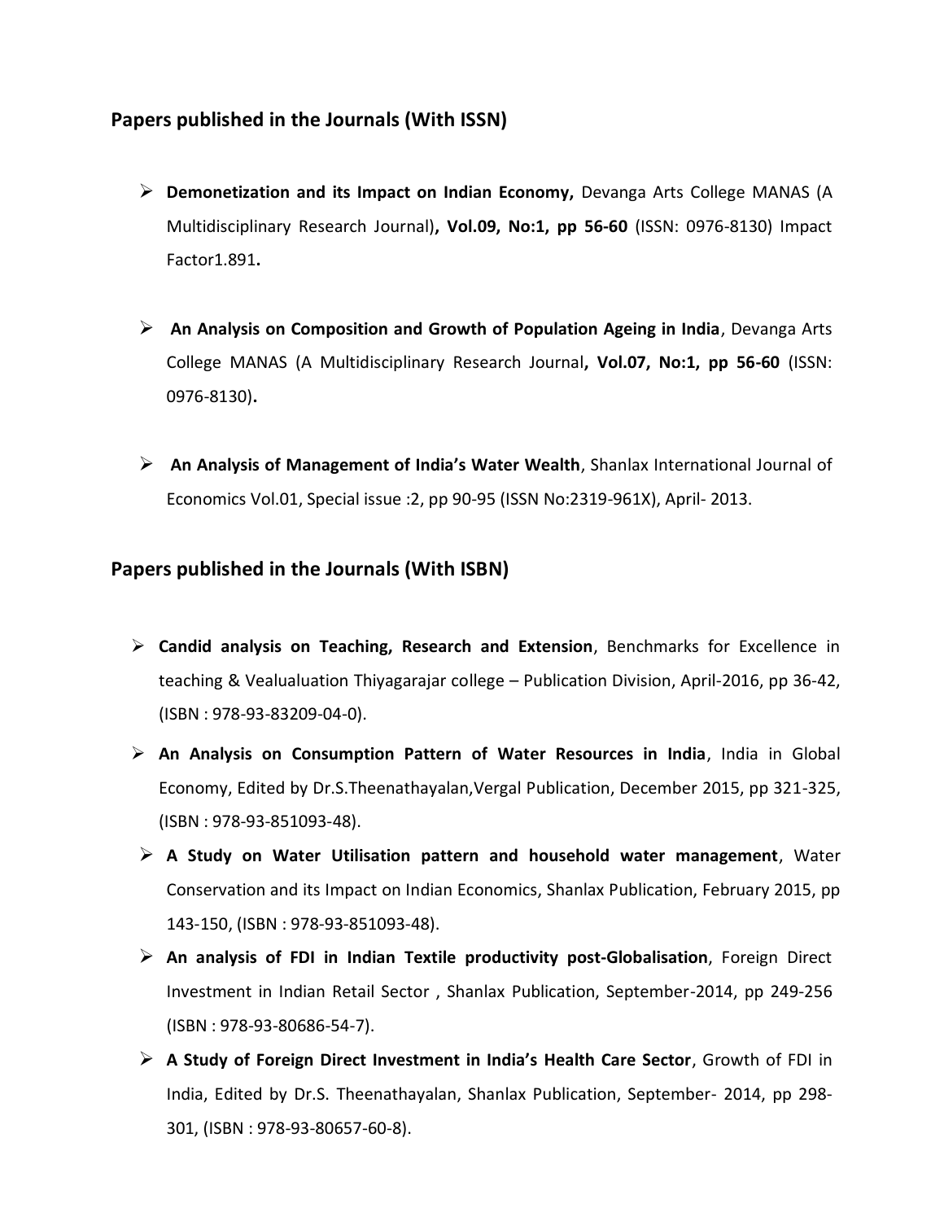## Papers published in the Journals (With ISSN)

- **Demonetization and its Impact on Indian Economy,** Devanga Arts College MANAS (A Multidisciplinary Research Journal)**, Vol.09, No:1, pp 56-60** (ISSN: 0976-8130) Impact Factor1.891**.**

- **An Analysis on Composition and Growth of Population Ageing in India**, Devanga Arts College MANAS (A Multidisciplinary Research Journal**, Vol.07, No:1, pp 56-60** (ISSN: 0976-8130)**.**

- **An Analysis of Management of India's Water Wealth**, Shanlax International Journal of Economics Vol.01, Special issue :2, pp 90-95 (ISSN No:2319-961X), April- 2013.

## Papers published in the Journals (With ISBN)

- **Candid analysis on Teaching, Research and Extension**, Benchmarks for Excellence in teaching & Vealualuation Thiyagarajar college – Publication Division, April-2016, pp 36-42, (ISBN : 978-93-83209-04-0).
- **An Analysis on Consumption Pattern of Water Resources in India**, India in Global Economy, Edited by Dr.S.Theenathayalan,Vergal Publication, December 2015, pp 321-325, (ISBN : 978-93-851093-48).
- **A Study on Water Utilisation pattern and household water management**, Water Conservation and its Impact on Indian Economics, Shanlax Publication, February 2015, pp 143-150, (ISBN : 978-93-851093-48).
- **An analysis of FDI in Indian Textile productivity post-Globalisation**, Foreign Direct Investment in Indian Retail Sector , Shanlax Publication, September-2014, pp 249-256 (ISBN : 978-93-80686-54-7).
- **A Study of Foreign Direct Investment in India's Health Care Sector**, Growth of FDI in India, Edited by Dr.S. Theenathayalan, Shanlax Publication, September- 2014, pp 298-301, (ISBN : 978-93-80657-60-8).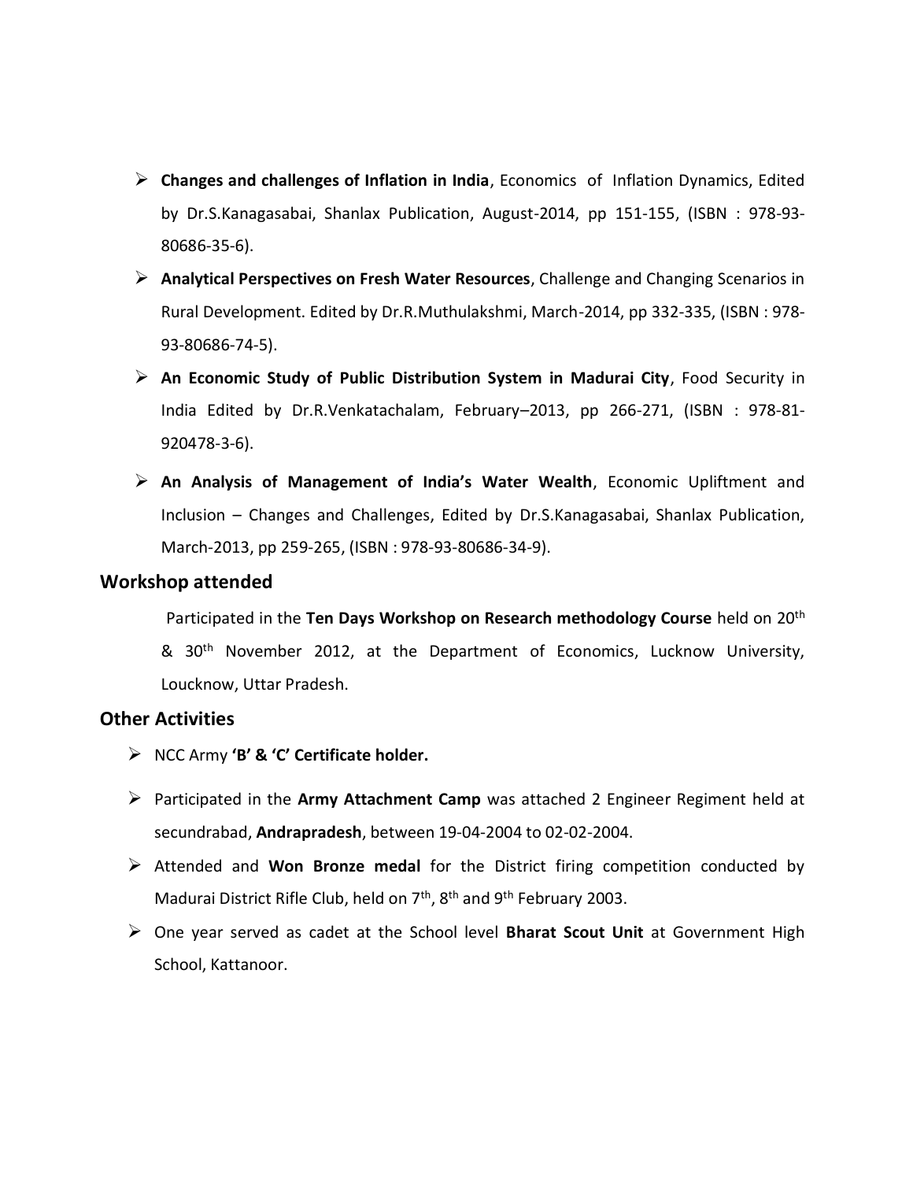- **Changes and challenges of Inflation in India**, Economics of Inflation Dynamics, Edited by Dr.S.Kanagasabai, Shanlax Publication, August-2014, pp 151-155, (ISBN : 978-93-80686-35-6).
- **Analytical Perspectives on Fresh Water Resources**, Challenge and Changing Scenarios in Rural Development. Edited by Dr.R.Muthulakshmi, March-2014, pp 332-335, (ISBN : 978-93-80686-74-5).
- **An Economic Study of Public Distribution System in Madurai City**, Food Security in India Edited by Dr.R.Venkatachalam, February–2013, pp 266-271, (ISBN : 978-81-920478-3-6).
- **An Analysis of Management of India's Water Wealth**, Economic Upliftment and Inclusion – Changes and Challenges, Edited by Dr.S.Kanagasabai, Shanlax Publication, March-2013, pp 259-265, (ISBN : 978-93-80686-34-9).

## Workshop attended

Participated in the **Ten Days Workshop on Research methodology Course** held on 20th & 30th November 2012, at the Department of Economics, Lucknow University, Loucknow, Uttar Pradesh.

## Other Activities

- NCC Army **'B' & 'C' Certificate holder.**
- Participated in the **Army Attachment Camp** was attached 2 Engineer Regiment held at secundrabad, **Andrapradesh**, between 19-04-2004 to 02-02-2004.
- Attended and **Won Bronze medal** for the District firing competition conducted by Madurai District Rifle Club, held on 7th, 8th and 9th February 2003.
- One year served as cadet at the School level **Bharat Scout Unit** at Government High School, Kattanoor.